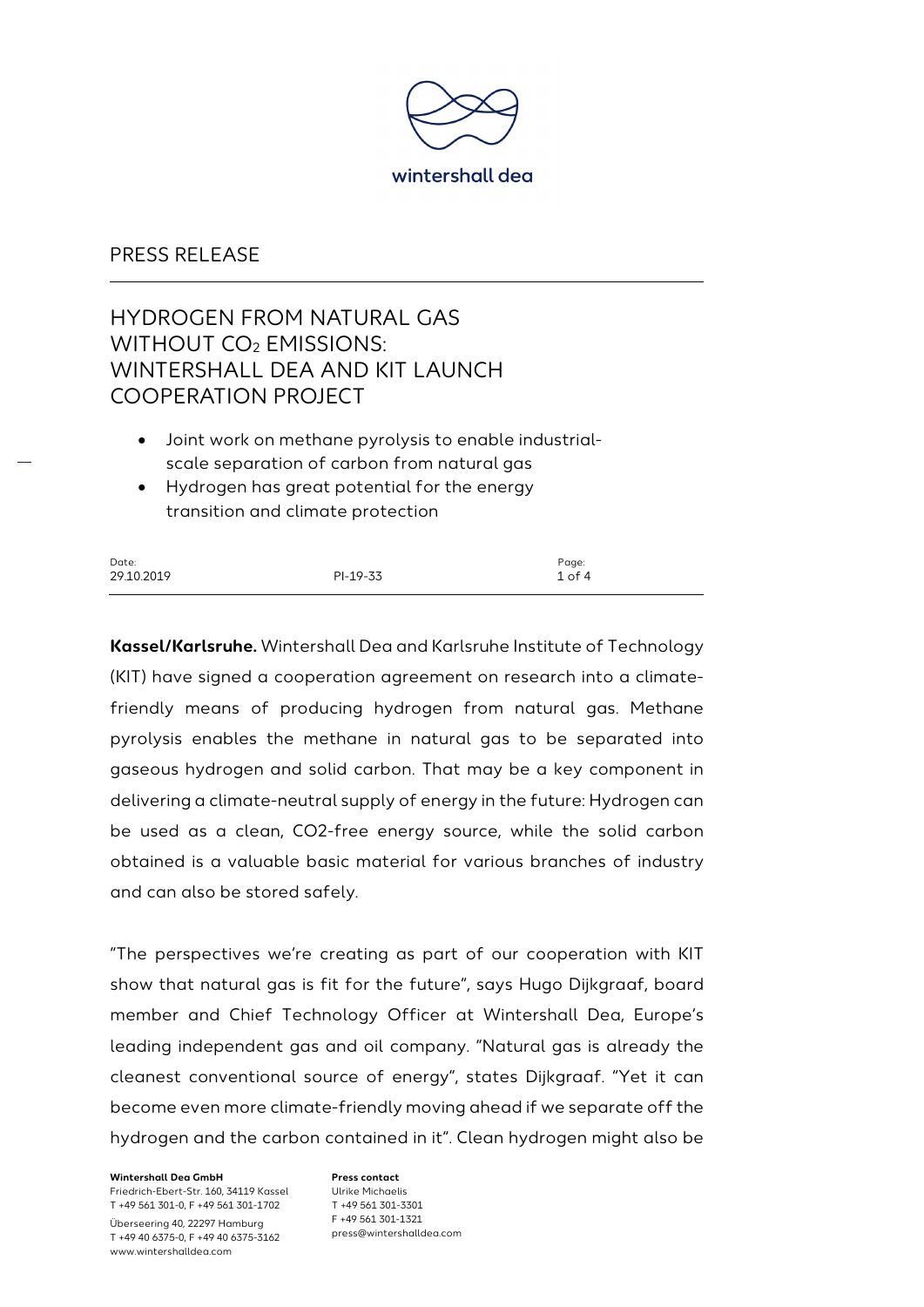PRESS RELEASE

# HYDROGEN FROM NATURAL GAS WITHOUT $CO_2$ EMISSIONS: WINTERSHALL DEA AND KIT LAUNCH COOPERATION PROJECT

- Joint work on methane pyrolysis to enable industrial-scale separation of carbon from natural gas
- Hydrogen has great potential for the energy transition and climate protection

| Date: | | |
|---|---|---|
| 29.10.2019 | PI-19-33 | |

**Kassel/Karlsruhe.** Wintershall Dea and Karlsruhe Institute of Technology (KIT) have signed a cooperation agreement on research into a climate-friendly means of producing hydrogen from natural gas. Methane pyrolysis enables the methane in natural gas to be separated into gaseous hydrogen and solid carbon. That may be a key component in delivering a climate-neutral supply of energy in the future: Hydrogen can be used as a clean, CO2-free energy source, while the solid carbon obtained is a valuable basic material for various branches of industry and can also be stored safely.

"The perspectives we're creating as part of our cooperation with KIT show that natural gas is fit for the future", says Hugo Dijkgraaf, board member and Chief Technology Officer at Wintershall Dea, Europe's leading independent gas and oil company. "Natural gas is already the cleanest conventional source of energy", states Dijkgraaf. "Yet it can become even more climate-friendly moving ahead if we separate off the hydrogen and the carbon contained in it". Clean hydrogen might also be

**Wintershall Dea GmbH**
Friedrich-Ebert-Str. 160, 34119 Kassel
T +49 561 301-0, F +49 561 301-1702
Überseering 40, 22297 Hamburg
T +49 40 6375-0, F +49 40 6375-3162
www.wintershalldea.com

**Press contact**
Ulrike Michaelis
T +49 561 301-3301
F +49 561 301-1321
press@wintershalldea.com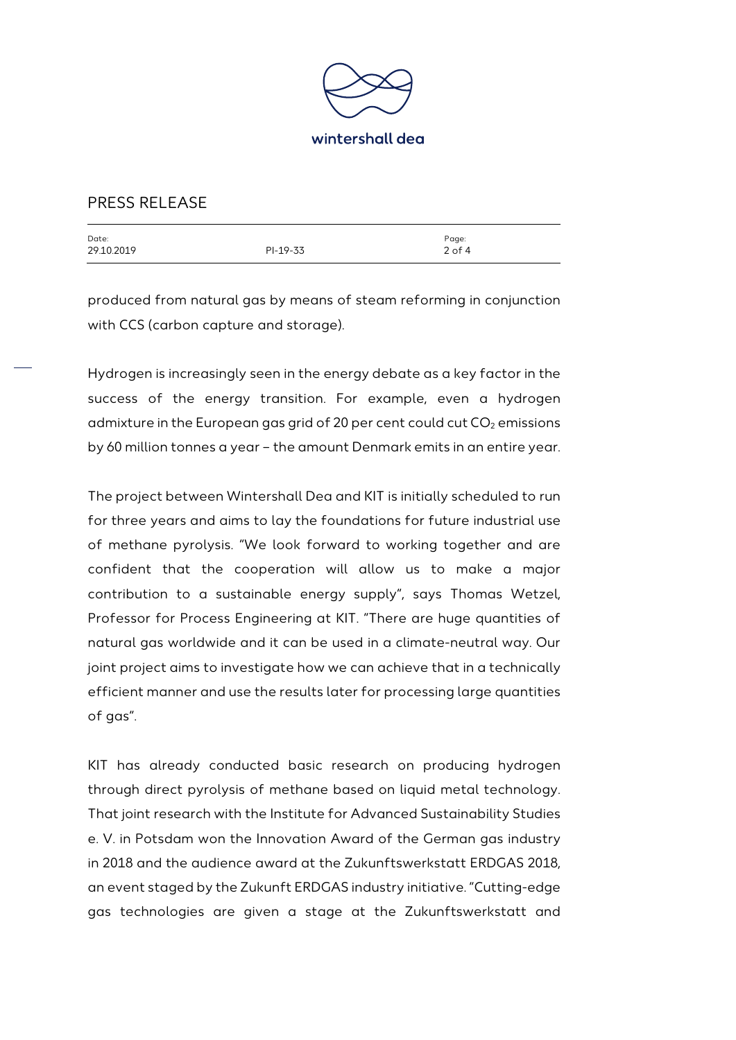produced from natural gas by means of steam reforming in conjunction with CCS (carbon capture and storage).

Hydrogen is increasingly seen in the energy debate as a key factor in the success of the energy transition. For example, even a hydrogen admixture in the European gas grid of 20 per cent could cut $CO_2$ emissions by 60 million tonnes a year – the amount Denmark emits in an entire year.

The project between Wintershall Dea and KIT is initially scheduled to run for three years and aims to lay the foundations for future industrial use of methane pyrolysis. "We look forward to working together and are confident that the cooperation will allow us to make a major contribution to a sustainable energy supply", says Thomas Wetzel, Professor for Process Engineering at KIT. "There are huge quantities of natural gas worldwide and it can be used in a climate-neutral way. Our joint project aims to investigate how we can achieve that in a technically efficient manner and use the results later for processing large quantities of gas".

KIT has already conducted basic research on producing hydrogen through direct pyrolysis of methane based on liquid metal technology. That joint research with the Institute for Advanced Sustainability Studies e. V. in Potsdam won the Innovation Award of the German gas industry in 2018 and the audience award at the Zukunftswerkstatt ERDGAS 2018, an event staged by the Zukunft ERDGAS industry initiative. "Cutting-edge gas technologies are given a stage at the Zukunftswerkstatt and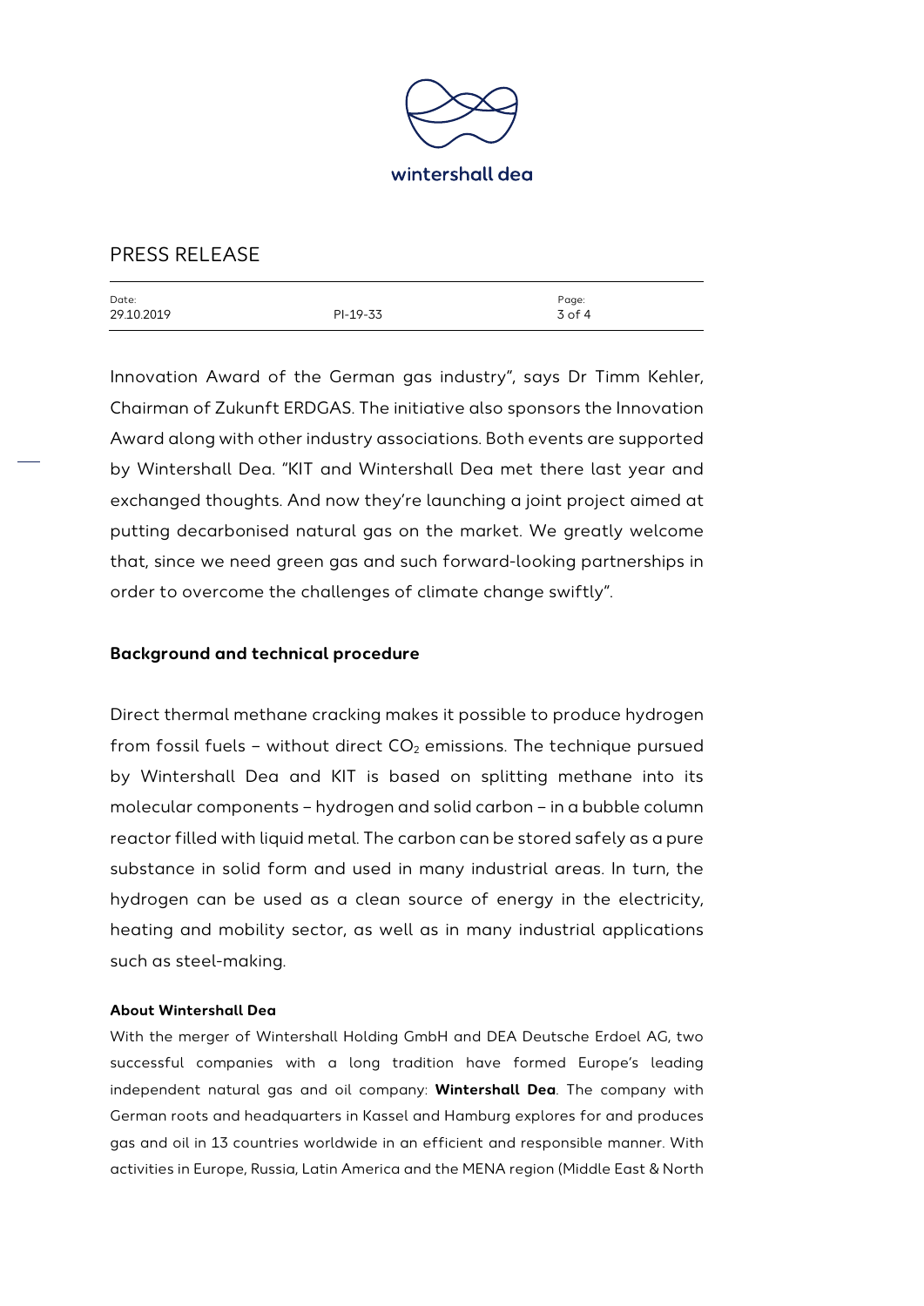Innovation Award of the German gas industry", says Dr Timm Kehler, Chairman of Zukunft ERDGAS. The initiative also sponsors the Innovation Award along with other industry associations. Both events are supported by Wintershall Dea. "KIT and Wintershall Dea met there last year and exchanged thoughts. And now they're launching a joint project aimed at putting decarbonised natural gas on the market. We greatly welcome that, since we need green gas and such forward-looking partnerships in order to overcome the challenges of climate change swiftly".

## Background and technical procedure

Direct thermal methane cracking makes it possible to produce hydrogen from fossil fuels – without direct $CO_2$ emissions. The technique pursued by Wintershall Dea and KIT is based on splitting methane into its molecular components – hydrogen and solid carbon – in a bubble column reactor filled with liquid metal. The carbon can be stored safely as a pure substance in solid form and used in many industrial areas. In turn, the hydrogen can be used as a clean source of energy in the electricity, heating and mobility sector, as well as in many industrial applications such as steel-making.

### About Wintershall Dea

With the merger of Wintershall Holding GmbH and DEA Deutsche Erdoel AG, two successful companies with a long tradition have formed Europe's leading independent natural gas and oil company: **Wintershall Dea**. The company with German roots and headquarters in Kassel and Hamburg explores for and produces gas and oil in 13 countries worldwide in an efficient and responsible manner. With activities in Europe, Russia, Latin America and the MENA region (Middle East & North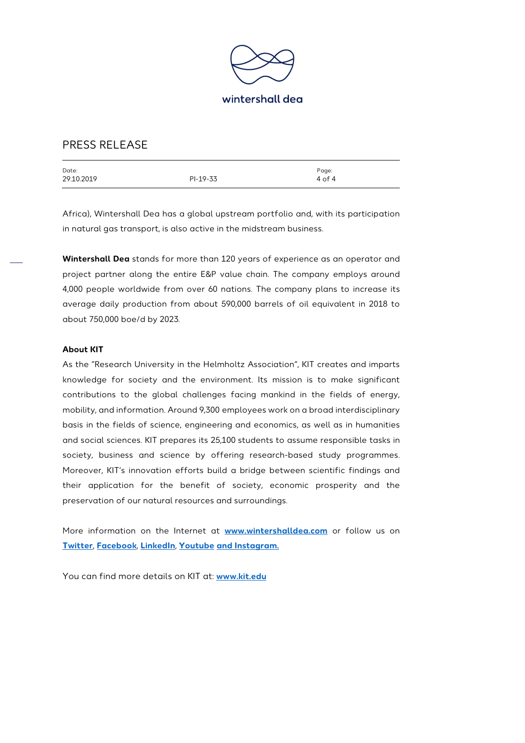Africa), Wintershall Dea has a global upstream portfolio and, with its participation in natural gas transport, is also active in the midstream business.

**Wintershall Dea** stands for more than 120 years of experience as an operator and project partner along the entire E&P value chain. The company employs around 4,000 people worldwide from over 60 nations. The company plans to increase its average daily production from about 590,000 barrels of oil equivalent in 2018 to about 750,000 boe/d by 2023.

**About KIT**

As the "Research University in the Helmholtz Association", KIT creates and imparts knowledge for society and the environment. Its mission is to make significant contributions to the global challenges facing mankind in the fields of energy, mobility, and information. Around 9,300 employees work on a broad interdisciplinary basis in the fields of science, engineering and economics, as well as in humanities and social sciences. KIT prepares its 25,100 students to assume responsible tasks in society, business and science by offering research-based study programmes. Moreover, KIT's innovation efforts build a bridge between scientific findings and their application for the benefit of society, economic prosperity and the preservation of our natural resources and surroundings.

More information on the Internet at **www.wintershalldea.com** or follow us on **Twitter**, **Facebook**, **LinkedIn**, **Youtube and Instagram.**

You can find more details on KIT at: **www.kit.edu**